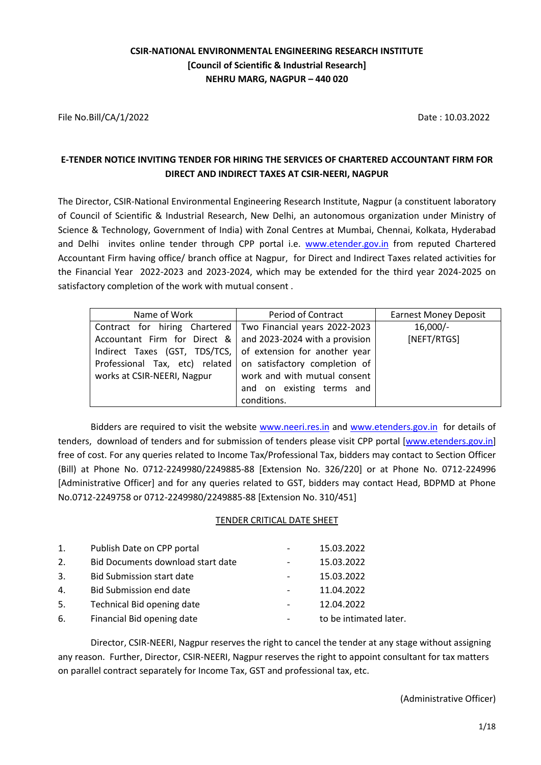**CSIR-NATIONAL ENVIRONMENTAL ENGINEERING RESEARCH INSTITUTE**
**[Council of Scientific & Industrial Research]**
**NEHRU MARG, NAGPUR – 440 020**

File No.Bill/CA/1/2022 Date : 10.03.2022

## E-TENDER NOTICE INVITING TENDER FOR HIRING THE SERVICES OF CHARTERED ACCOUNTANT FIRM FOR DIRECT AND INDIRECT TAXES AT CSIR-NEERI, NAGPUR

The Director, CSIR-National Environmental Engineering Research Institute, Nagpur (a constituent laboratory of Council of Scientific & Industrial Research, New Delhi, an autonomous organization under Ministry of Science & Technology, Government of India) with Zonal Centres at Mumbai, Chennai, Kolkata, Hyderabad and Delhi invites online tender through CPP portal i.e. www.etender.gov.in from reputed Chartered Accountant Firm having office/ branch office at Nagpur, for Direct and Indirect Taxes related activities for the Financial Year 2022-2023 and 2023-2024, which may be extended for the third year 2024-2025 on satisfactory completion of the work with mutual consent .

| Name of Work | Period of Contract | Earnest Money Deposit |
|---|---|---|
| Contract for hiring Chartered Accountant Firm for Direct & Indirect Taxes (GST, TDS/TCS, Professional Tax, etc) related works at CSIR-NEERI, Nagpur | Two Financial years 2022-2023 and 2023-2024 with a provision of extension for another year on satisfactory completion of work and with mutual consent and on existing terms and conditions. | 16,000/- [NEFT/RTGS] |

Bidders are required to visit the website www.neeri.res.in and www.etenders.gov.in for details of tenders, download of tenders and for submission of tenders please visit CPP portal [www.etenders.gov.in] free of cost. For any queries related to Income Tax/Professional Tax, bidders may contact to Section Officer (Bill) at Phone No. 0712-2249980/2249885-88 [Extension No. 326/220] or at Phone No. 0712-224996 [Administrative Officer] and for any queries related to GST, bidders may contact Head, BDPMD at Phone No.0712-2249758 or 0712-2249980/2249885-88 [Extension No. 310/451]

### TENDER CRITICAL DATE SHEET

1. Publish Date on CPP portal - 15.03.2022
2. Bid Documents download start date - 15.03.2022
3. Bid Submission start date - 15.03.2022
4. Bid Submission end date - 11.04.2022
5. Technical Bid opening date - 12.04.2022
6. Financial Bid opening date - to be intimated later.

Director, CSIR-NEERI, Nagpur reserves the right to cancel the tender at any stage without assigning any reason. Further, Director, CSIR-NEERI, Nagpur reserves the right to appoint consultant for tax matters on parallel contract separately for Income Tax, GST and professional tax, etc.

(Administrative Officer)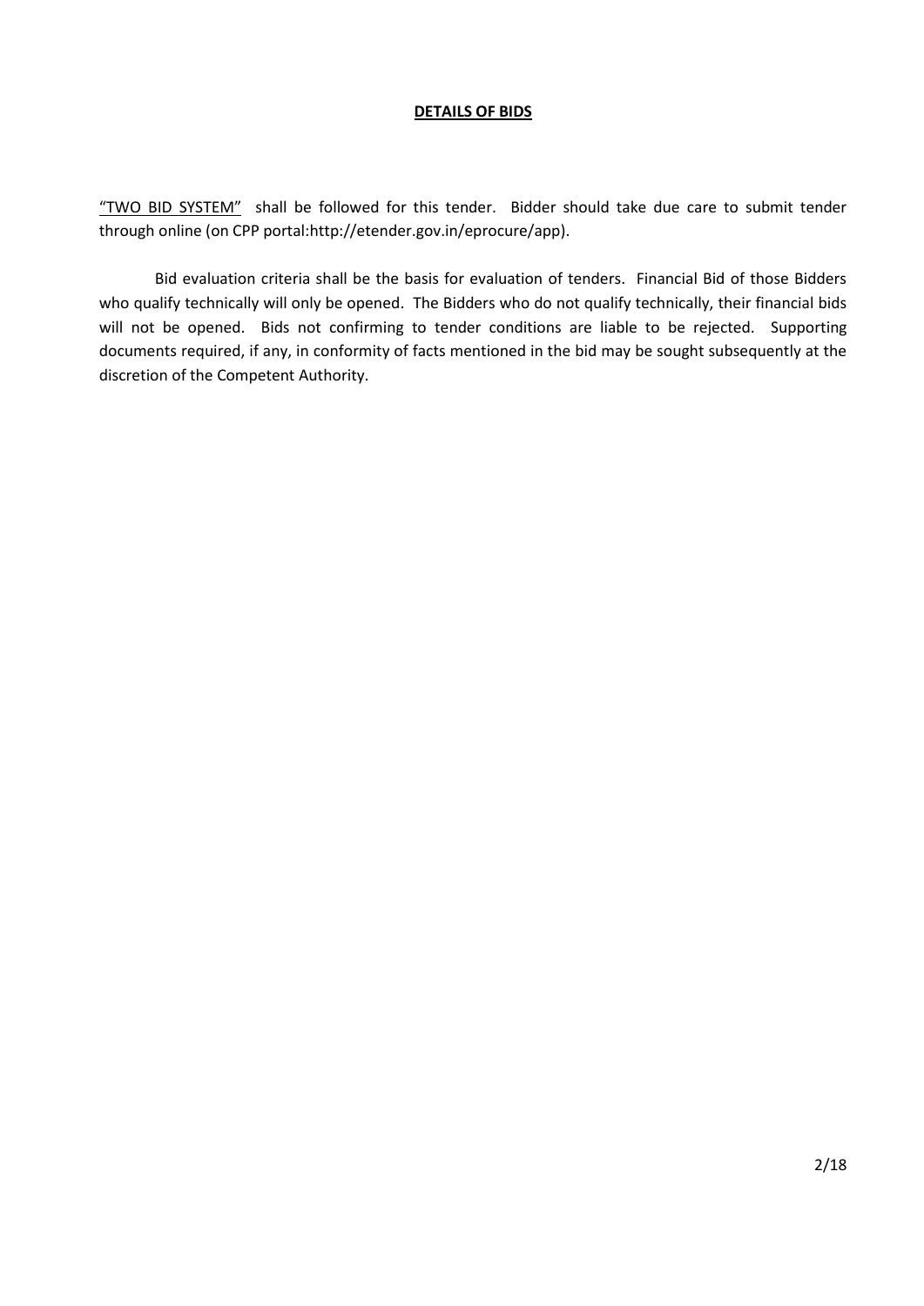## DETAILS OF BIDS

"TWO BID SYSTEM" shall be followed for this tender. Bidder should take due care to submit tender through online (on CPP portal:http://etender.gov.in/eprocure/app).

Bid evaluation criteria shall be the basis for evaluation of tenders. Financial Bid of those Bidders who qualify technically will only be opened. The Bidders who do not qualify technically, their financial bids will not be opened. Bids not confirming to tender conditions are liable to be rejected. Supporting documents required, if any, in conformity of facts mentioned in the bid may be sought subsequently at the discretion of the Competent Authority.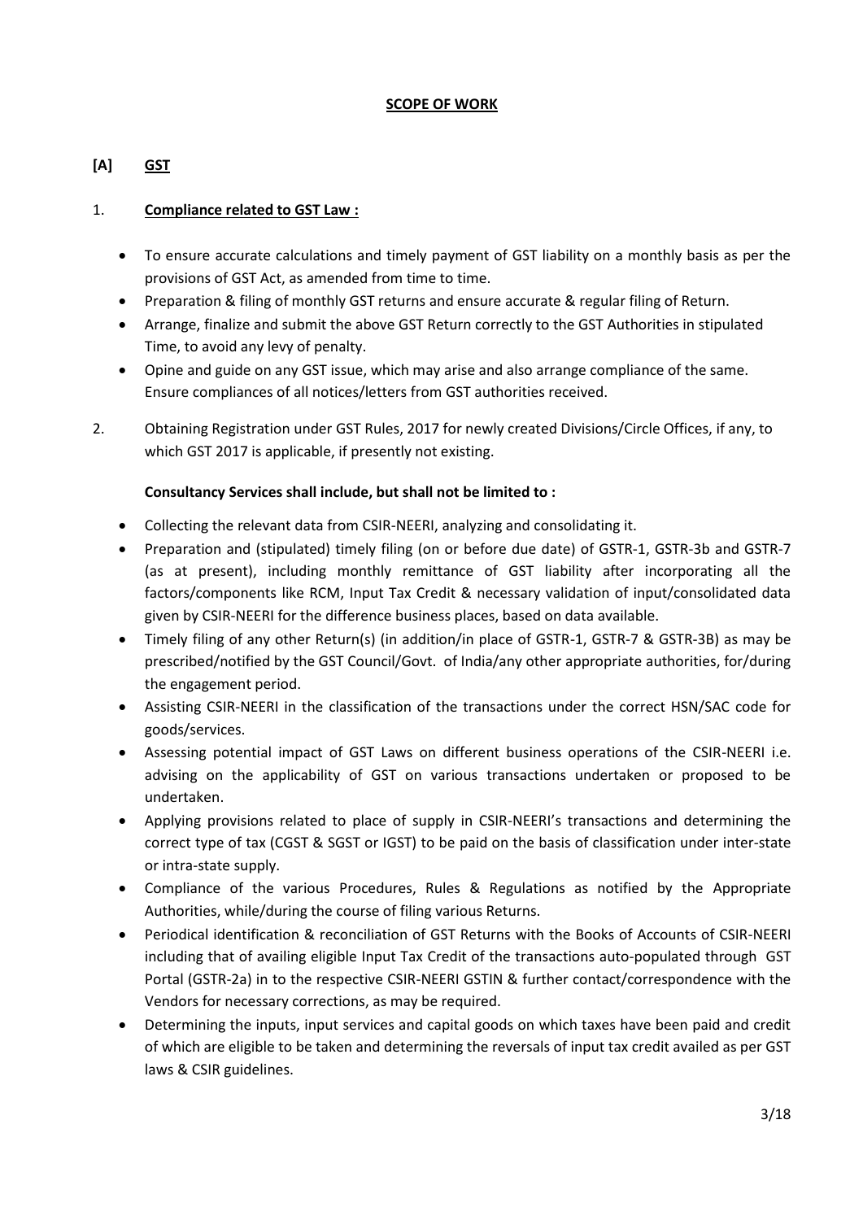# SCOPE OF WORK

## [A] GST

### 1. Compliance related to GST Law :

- To ensure accurate calculations and timely payment of GST liability on a monthly basis as per the provisions of GST Act, as amended from time to time.
- Preparation & filing of monthly GST returns and ensure accurate & regular filing of Return.
- Arrange, finalize and submit the above GST Return correctly to the GST Authorities in stipulated Time, to avoid any levy of penalty.
- Opine and guide on any GST issue, which may arise and also arrange compliance of the same. Ensure compliances of all notices/letters from GST authorities received.

2. Obtaining Registration under GST Rules, 2017 for newly created Divisions/Circle Offices, if any, to which GST 2017 is applicable, if presently not existing.

**Consultancy Services shall include, but shall not be limited to :**

- Collecting the relevant data from CSIR-NEERI, analyzing and consolidating it.
- Preparation and (stipulated) timely filing (on or before due date) of GSTR-1, GSTR-3b and GSTR-7 (as at present), including monthly remittance of GST liability after incorporating all the factors/components like RCM, Input Tax Credit & necessary validation of input/consolidated data given by CSIR-NEERI for the difference business places, based on data available.
- Timely filing of any other Return(s) (in addition/in place of GSTR-1, GSTR-7 & GSTR-3B) as may be prescribed/notified by the GST Council/Govt. of India/any other appropriate authorities, for/during the engagement period.
- Assisting CSIR-NEERI in the classification of the transactions under the correct HSN/SAC code for goods/services.
- Assessing potential impact of GST Laws on different business operations of the CSIR-NEERI i.e. advising on the applicability of GST on various transactions undertaken or proposed to be undertaken.
- Applying provisions related to place of supply in CSIR-NEERI's transactions and determining the correct type of tax (CGST & SGST or IGST) to be paid on the basis of classification under inter-state or intra-state supply.
- Compliance of the various Procedures, Rules & Regulations as notified by the Appropriate Authorities, while/during the course of filing various Returns.
- Periodical identification & reconciliation of GST Returns with the Books of Accounts of CSIR-NEERI including that of availing eligible Input Tax Credit of the transactions auto-populated through GST Portal (GSTR-2a) in to the respective CSIR-NEERI GSTIN & further contact/correspondence with the Vendors for necessary corrections, as may be required.
- Determining the inputs, input services and capital goods on which taxes have been paid and credit of which are eligible to be taken and determining the reversals of input tax credit availed as per GST laws & CSIR guidelines.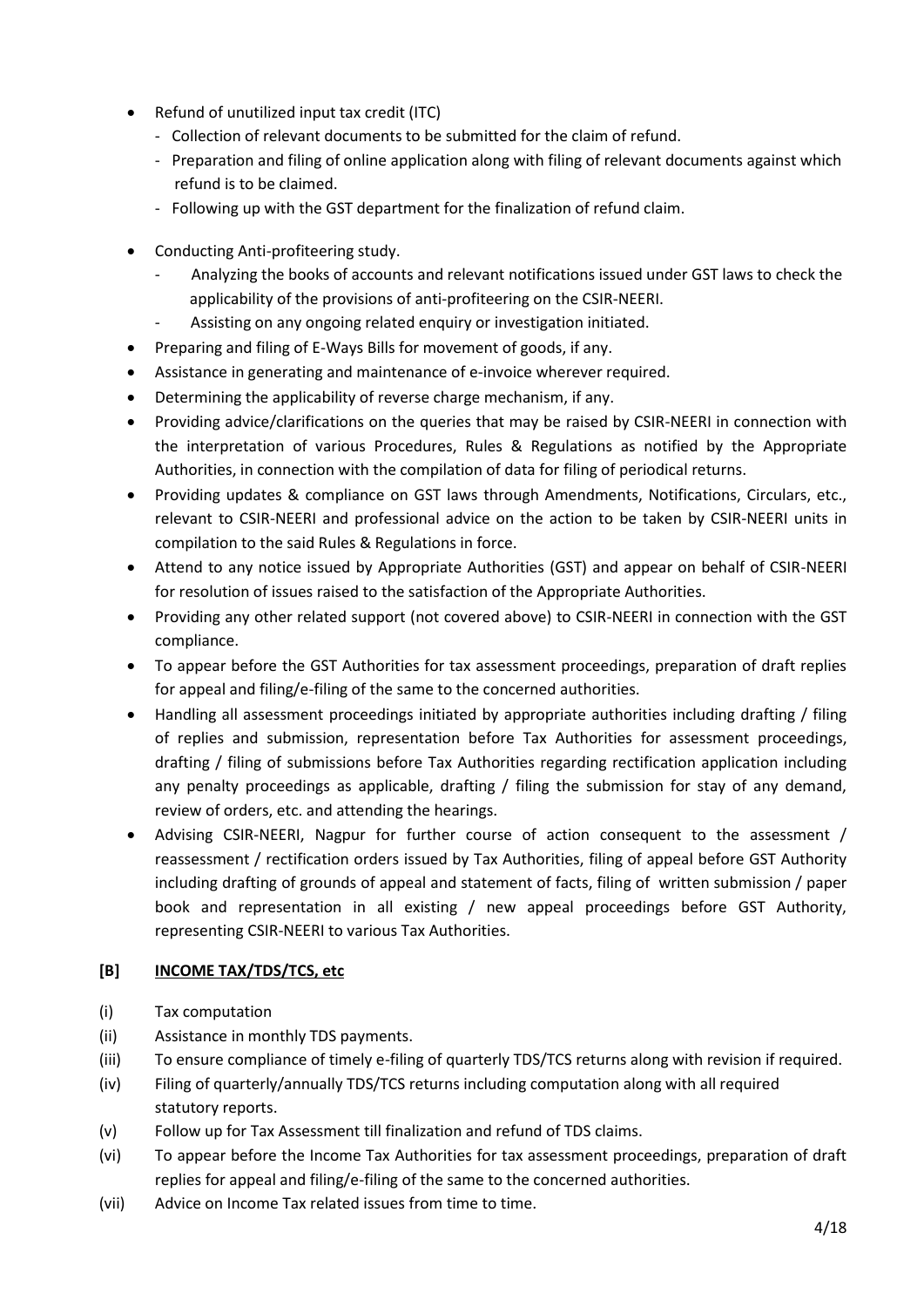- Refund of unutilized input tax credit (ITC)
  - Collection of relevant documents to be submitted for the claim of refund.
  - Preparation and filing of online application along with filing of relevant documents against which refund is to be claimed.
  - Following up with the GST department for the finalization of refund claim.

- Conducting Anti-profiteering study.
  - Analyzing the books of accounts and relevant notifications issued under GST laws to check the applicability of the provisions of anti-profiteering on the CSIR-NEERI.
  - Assisting on any ongoing related enquiry or investigation initiated.
- Preparing and filing of E-Ways Bills for movement of goods, if any.
- Assistance in generating and maintenance of e-invoice wherever required.
- Determining the applicability of reverse charge mechanism, if any.
- Providing advice/clarifications on the queries that may be raised by CSIR-NEERI in connection with the interpretation of various Procedures, Rules & Regulations as notified by the Appropriate Authorities, in connection with the compilation of data for filing of periodical returns.
- Providing updates & compliance on GST laws through Amendments, Notifications, Circulars, etc., relevant to CSIR-NEERI and professional advice on the action to be taken by CSIR-NEERI units in compilation to the said Rules & Regulations in force.
- Attend to any notice issued by Appropriate Authorities (GST) and appear on behalf of CSIR-NEERI for resolution of issues raised to the satisfaction of the Appropriate Authorities.
- Providing any other related support (not covered above) to CSIR-NEERI in connection with the GST compliance.
- To appear before the GST Authorities for tax assessment proceedings, preparation of draft replies for appeal and filing/e-filing of the same to the concerned authorities.
- Handling all assessment proceedings initiated by appropriate authorities including drafting / filing of replies and submission, representation before Tax Authorities for assessment proceedings, drafting / filing of submissions before Tax Authorities regarding rectification application including any penalty proceedings as applicable, drafting / filing the submission for stay of any demand, review of orders, etc. and attending the hearings.
- Advising CSIR-NEERI, Nagpur for further course of action consequent to the assessment / reassessment / rectification orders issued by Tax Authorities, filing of appeal before GST Authority including drafting of grounds of appeal and statement of facts, filing of written submission / paper book and representation in all existing / new appeal proceedings before GST Authority, representing CSIR-NEERI to various Tax Authorities.

## [B] <u>INCOME TAX/TDS/TCS, etc</u>

(i) Tax computation

(ii) Assistance in monthly TDS payments.

(iii) To ensure compliance of timely e-filing of quarterly TDS/TCS returns along with revision if required.

(iv) Filing of quarterly/annually TDS/TCS returns including computation along with all required statutory reports.

(v) Follow up for Tax Assessment till finalization and refund of TDS claims.

(vi) To appear before the Income Tax Authorities for tax assessment proceedings, preparation of draft replies for appeal and filing/e-filing of the same to the concerned authorities.

(vii) Advice on Income Tax related issues from time to time.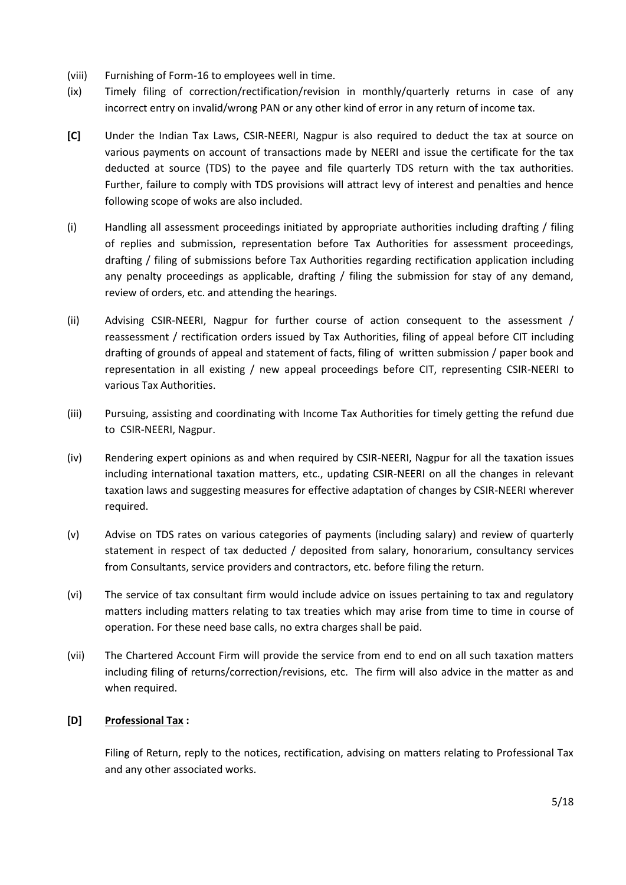(viii) Furnishing of Form-16 to employees well in time.

(ix) Timely filing of correction/rectification/revision in monthly/quarterly returns in case of any incorrect entry on invalid/wrong PAN or any other kind of error in any return of income tax.

**[C]** Under the Indian Tax Laws, CSIR-NEERI, Nagpur is also required to deduct the tax at source on various payments on account of transactions made by NEERI and issue the certificate for the tax deducted at source (TDS) to the payee and file quarterly TDS return with the tax authorities. Further, failure to comply with TDS provisions will attract levy of interest and penalties and hence following scope of woks are also included.

(i) Handling all assessment proceedings initiated by appropriate authorities including drafting / filing of replies and submission, representation before Tax Authorities for assessment proceedings, drafting / filing of submissions before Tax Authorities regarding rectification application including any penalty proceedings as applicable, drafting / filing the submission for stay of any demand, review of orders, etc. and attending the hearings.

(ii) Advising CSIR-NEERI, Nagpur for further course of action consequent to the assessment / reassessment / rectification orders issued by Tax Authorities, filing of appeal before CIT including drafting of grounds of appeal and statement of facts, filing of written submission / paper book and representation in all existing / new appeal proceedings before CIT, representing CSIR-NEERI to various Tax Authorities.

(iii) Pursuing, assisting and coordinating with Income Tax Authorities for timely getting the refund due to CSIR-NEERI, Nagpur.

(iv) Rendering expert opinions as and when required by CSIR-NEERI, Nagpur for all the taxation issues including international taxation matters, etc., updating CSIR-NEERI on all the changes in relevant taxation laws and suggesting measures for effective adaptation of changes by CSIR-NEERI wherever required.

(v) Advise on TDS rates on various categories of payments (including salary) and review of quarterly statement in respect of tax deducted / deposited from salary, honorarium, consultancy services from Consultants, service providers and contractors, etc. before filing the return.

(vi) The service of tax consultant firm would include advice on issues pertaining to tax and regulatory matters including matters relating to tax treaties which may arise from time to time in course of operation. For these need base calls, no extra charges shall be paid.

(vii) The Chartered Account Firm will provide the service from end to end on all such taxation matters including filing of returns/correction/revisions, etc. The firm will also advice in the matter as and when required.

**[D]** **Professional Tax :**

Filing of Return, reply to the notices, rectification, advising on matters relating to Professional Tax and any other associated works.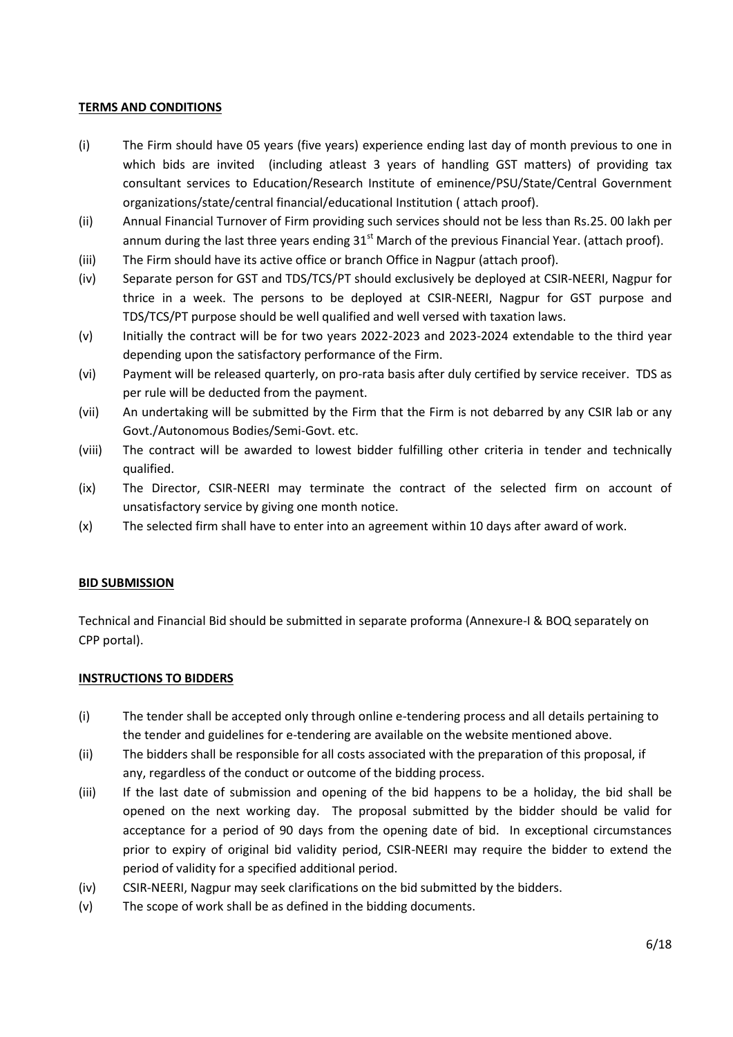**TERMS AND CONDITIONS**

(i) The Firm should have 05 years (five years) experience ending last day of month previous to one in which bids are invited (including atleast 3 years of handling GST matters) of providing tax consultant services to Education/Research Institute of eminence/PSU/State/Central Government organizations/state/central financial/educational Institution ( attach proof).

(ii) Annual Financial Turnover of Firm providing such services should not be less than Rs.25. 00 lakh per annum during the last three years ending 31st March of the previous Financial Year. (attach proof).

(iii) The Firm should have its active office or branch Office in Nagpur (attach proof).

(iv) Separate person for GST and TDS/TCS/PT should exclusively be deployed at CSIR-NEERI, Nagpur for thrice in a week. The persons to be deployed at CSIR-NEERI, Nagpur for GST purpose and TDS/TCS/PT purpose should be well qualified and well versed with taxation laws.

(v) Initially the contract will be for two years 2022-2023 and 2023-2024 extendable to the third year depending upon the satisfactory performance of the Firm.

(vi) Payment will be released quarterly, on pro-rata basis after duly certified by service receiver. TDS as per rule will be deducted from the payment.

(vii) An undertaking will be submitted by the Firm that the Firm is not debarred by any CSIR lab or any Govt./Autonomous Bodies/Semi-Govt. etc.

(viii) The contract will be awarded to lowest bidder fulfilling other criteria in tender and technically qualified.

(ix) The Director, CSIR-NEERI may terminate the contract of the selected firm on account of unsatisfactory service by giving one month notice.

(x) The selected firm shall have to enter into an agreement within 10 days after award of work.

**BID SUBMISSION**

Technical and Financial Bid should be submitted in separate proforma (Annexure-I & BOQ separately on CPP portal).

**INSTRUCTIONS TO BIDDERS**

(i) The tender shall be accepted only through online e-tendering process and all details pertaining to the tender and guidelines for e-tendering are available on the website mentioned above.

(ii) The bidders shall be responsible for all costs associated with the preparation of this proposal, if any, regardless of the conduct or outcome of the bidding process.

(iii) If the last date of submission and opening of the bid happens to be a holiday, the bid shall be opened on the next working day. The proposal submitted by the bidder should be valid for acceptance for a period of 90 days from the opening date of bid. In exceptional circumstances prior to expiry of original bid validity period, CSIR-NEERI may require the bidder to extend the period of validity for a specified additional period.

(iv) CSIR-NEERI, Nagpur may seek clarifications on the bid submitted by the bidders.

(v) The scope of work shall be as defined in the bidding documents.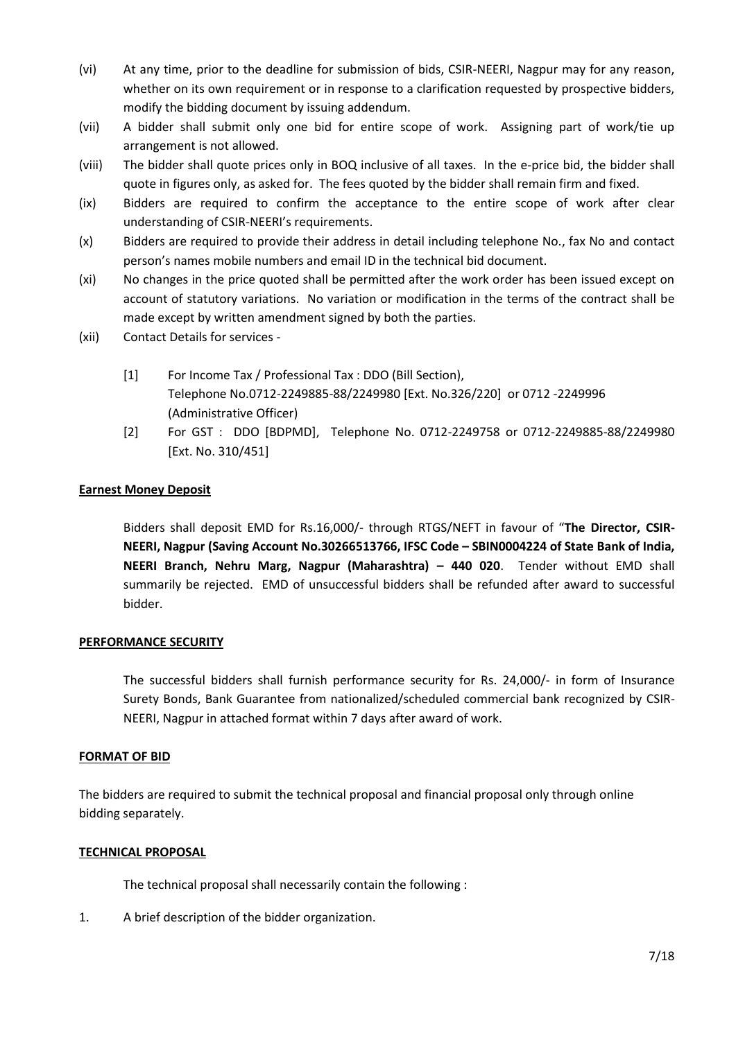(vi) At any time, prior to the deadline for submission of bids, CSIR-NEERI, Nagpur may for any reason, whether on its own requirement or in response to a clarification requested by prospective bidders, modify the bidding document by issuing addendum.

(vii) A bidder shall submit only one bid for entire scope of work. Assigning part of work/tie up arrangement is not allowed.

(viii) The bidder shall quote prices only in BOQ inclusive of all taxes. In the e-price bid, the bidder shall quote in figures only, as asked for. The fees quoted by the bidder shall remain firm and fixed.

(ix) Bidders are required to confirm the acceptance to the entire scope of work after clear understanding of CSIR-NEERI's requirements.

(x) Bidders are required to provide their address in detail including telephone No., fax No and contact person's names mobile numbers and email ID in the technical bid document.

(xi) No changes in the price quoted shall be permitted after the work order has been issued except on account of statutory variations. No variation or modification in the terms of the contract shall be made except by written amendment signed by both the parties.

(xii) Contact Details for services -

[1] For Income Tax / Professional Tax : DDO (Bill Section), Telephone No.0712-2249885-88/2249980 [Ext. No.326/220] or 0712 -2249996 (Administrative Officer)

[2] For GST : DDO [BDPMD], Telephone No. 0712-2249758 or 0712-2249885-88/2249980 [Ext. No. 310/451]

**Earnest Money Deposit**

Bidders shall deposit EMD for Rs.16,000/- through RTGS/NEFT in favour of "**The Director, CSIR-NEERI, Nagpur (Saving Account No.30266513766, IFSC Code – SBIN0004224 of State Bank of India, NEERI Branch, Nehru Marg, Nagpur (Maharashtra) – 440 020**. Tender without EMD shall summarily be rejected. EMD of unsuccessful bidders shall be refunded after award to successful bidder.

**PERFORMANCE SECURITY**

The successful bidders shall furnish performance security for Rs. 24,000/- in form of Insurance Surety Bonds, Bank Guarantee from nationalized/scheduled commercial bank recognized by CSIR-NEERI, Nagpur in attached format within 7 days after award of work.

**FORMAT OF BID**

The bidders are required to submit the technical proposal and financial proposal only through online bidding separately.

**TECHNICAL PROPOSAL**

The technical proposal shall necessarily contain the following :

1. A brief description of the bidder organization.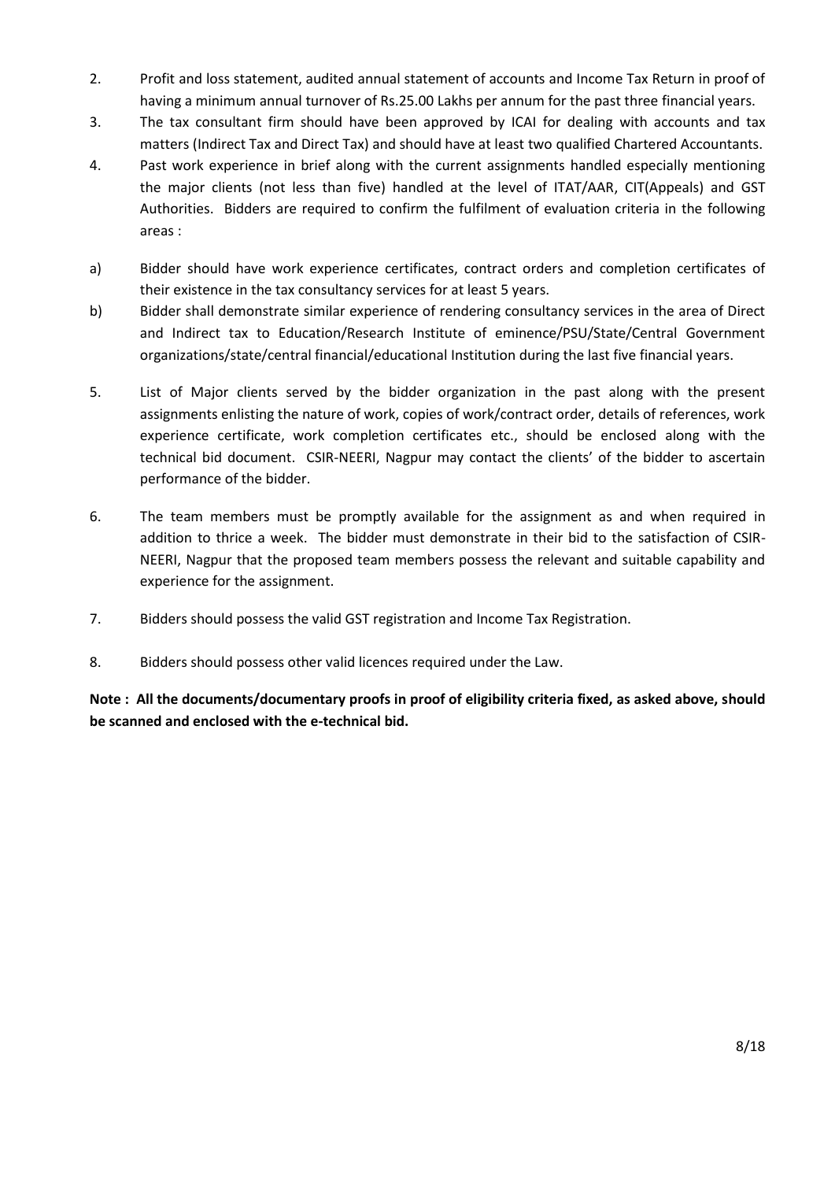2. Profit and loss statement, audited annual statement of accounts and Income Tax Return in proof of having a minimum annual turnover of Rs.25.00 Lakhs per annum for the past three financial years.
3. The tax consultant firm should have been approved by ICAI for dealing with accounts and tax matters (Indirect Tax and Direct Tax) and should have at least two qualified Chartered Accountants.
4. Past work experience in brief along with the current assignments handled especially mentioning the major clients (not less than five) handled at the level of ITAT/AAR, CIT(Appeals) and GST Authorities. Bidders are required to confirm the fulfilment of evaluation criteria in the following areas :

a) Bidder should have work experience certificates, contract orders and completion certificates of their existence in the tax consultancy services for at least 5 years.

b) Bidder shall demonstrate similar experience of rendering consultancy services in the area of Direct and Indirect tax to Education/Research Institute of eminence/PSU/State/Central Government organizations/state/central financial/educational Institution during the last five financial years.

5. List of Major clients served by the bidder organization in the past along with the present assignments enlisting the nature of work, copies of work/contract order, details of references, work experience certificate, work completion certificates etc., should be enclosed along with the technical bid document. CSIR-NEERI, Nagpur may contact the clients' of the bidder to ascertain performance of the bidder.

6. The team members must be promptly available for the assignment as and when required in addition to thrice a week. The bidder must demonstrate in their bid to the satisfaction of CSIR-NEERI, Nagpur that the proposed team members possess the relevant and suitable capability and experience for the assignment.

7. Bidders should possess the valid GST registration and Income Tax Registration.

8. Bidders should possess other valid licences required under the Law.

**Note : All the documents/documentary proofs in proof of eligibility criteria fixed, as asked above, should be scanned and enclosed with the e-technical bid.**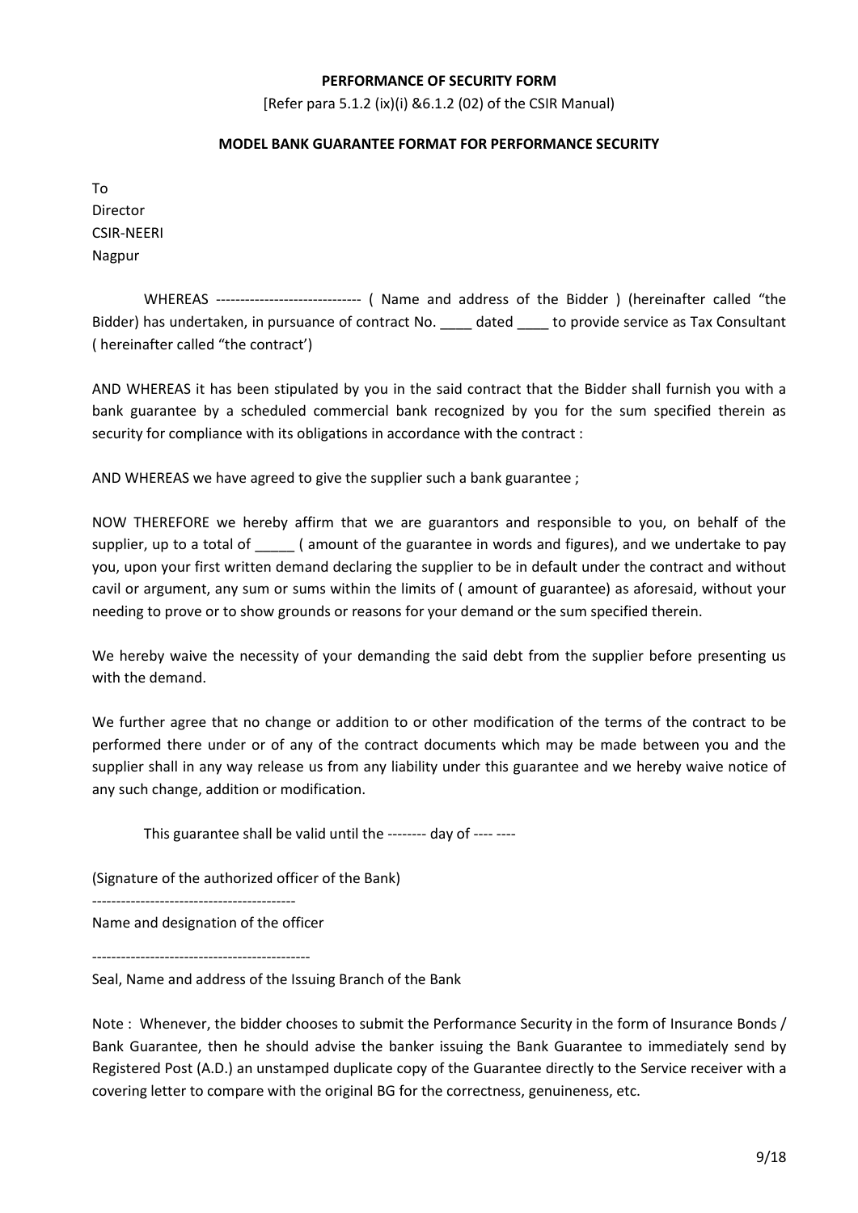**PERFORMANCE OF SECURITY FORM**

[Refer para 5.1.2 (ix)(i) &6.1.2 (02) of the CSIR Manual)

**MODEL BANK GUARANTEE FORMAT FOR PERFORMANCE SECURITY**

To
Director
CSIR-NEERI
Nagpur

WHEREAS ------------------------------ ( Name and address of the Bidder ) (hereinafter called "the Bidder) has undertaken, in pursuance of contract No. ____ dated ____ to provide service as Tax Consultant ( hereinafter called "the contract')

AND WHEREAS it has been stipulated by you in the said contract that the Bidder shall furnish you with a bank guarantee by a scheduled commercial bank recognized by you for the sum specified therein as security for compliance with its obligations in accordance with the contract :

AND WHEREAS we have agreed to give the supplier such a bank guarantee ;

NOW THEREFORE we hereby affirm that we are guarantors and responsible to you, on behalf of the supplier, up to a total of _____ ( amount of the guarantee in words and figures), and we undertake to pay you, upon your first written demand declaring the supplier to be in default under the contract and without cavil or argument, any sum or sums within the limits of ( amount of guarantee) as aforesaid, without your needing to prove or to show grounds or reasons for your demand or the sum specified therein.

We hereby waive the necessity of your demanding the said debt from the supplier before presenting us with the demand.

We further agree that no change or addition to or other modification of the terms of the contract to be performed there under or of any of the contract documents which may be made between you and the supplier shall in any way release us from any liability under this guarantee and we hereby waive notice of any such change, addition or modification.

This guarantee shall be valid until the -------- day of ---- ----

(Signature of the authorized officer of the Bank)

-----------------------------------------

Name and designation of the officer

---------------------------------------------

Seal, Name and address of the Issuing Branch of the Bank

Note : Whenever, the bidder chooses to submit the Performance Security in the form of Insurance Bonds / Bank Guarantee, then he should advise the banker issuing the Bank Guarantee to immediately send by Registered Post (A.D.) an unstamped duplicate copy of the Guarantee directly to the Service receiver with a covering letter to compare with the original BG for the correctness, genuineness, etc.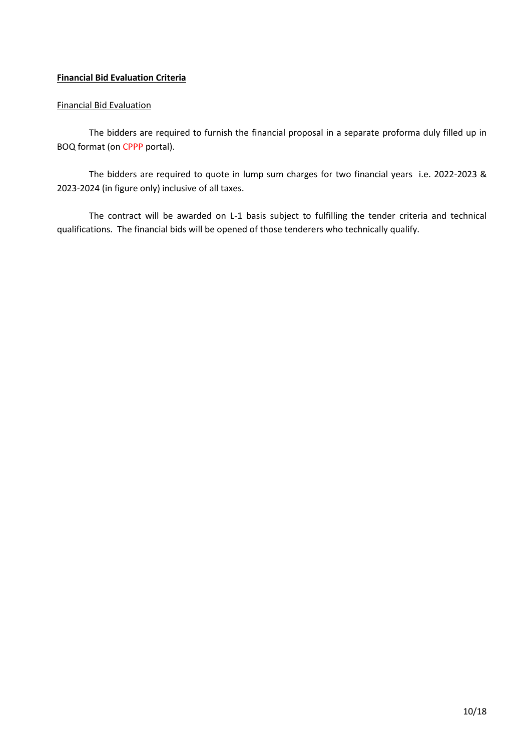**Financial Bid Evaluation Criteria**

Financial Bid Evaluation

The bidders are required to furnish the financial proposal in a separate proforma duly filled up in BOQ format (on CPPP portal).

The bidders are required to quote in lump sum charges for two financial years i.e. 2022-2023 & 2023-2024 (in figure only) inclusive of all taxes.

The contract will be awarded on L-1 basis subject to fulfilling the tender criteria and technical qualifications. The financial bids will be opened of those tenderers who technically qualify.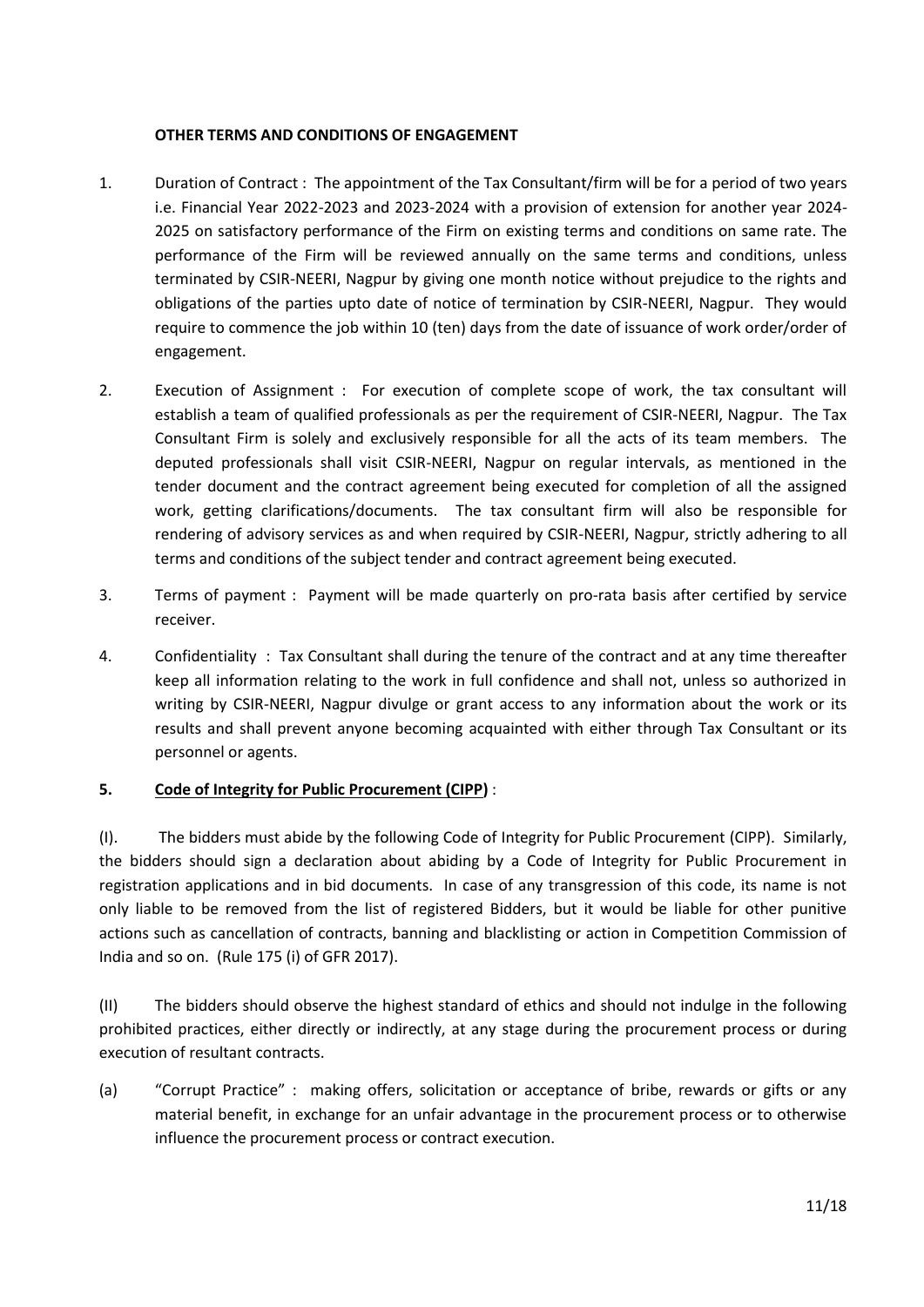**OTHER TERMS AND CONDITIONS OF ENGAGEMENT**

1. Duration of Contract : The appointment of the Tax Consultant/firm will be for a period of two years i.e. Financial Year 2022-2023 and 2023-2024 with a provision of extension for another year 2024-2025 on satisfactory performance of the Firm on existing terms and conditions on same rate. The performance of the Firm will be reviewed annually on the same terms and conditions, unless terminated by CSIR-NEERI, Nagpur by giving one month notice without prejudice to the rights and obligations of the parties upto date of notice of termination by CSIR-NEERI, Nagpur. They would require to commence the job within 10 (ten) days from the date of issuance of work order/order of engagement.

2. Execution of Assignment : For execution of complete scope of work, the tax consultant will establish a team of qualified professionals as per the requirement of CSIR-NEERI, Nagpur. The Tax Consultant Firm is solely and exclusively responsible for all the acts of its team members. The deputed professionals shall visit CSIR-NEERI, Nagpur on regular intervals, as mentioned in the tender document and the contract agreement being executed for completion of all the assigned work, getting clarifications/documents. The tax consultant firm will also be responsible for rendering of advisory services as and when required by CSIR-NEERI, Nagpur, strictly adhering to all terms and conditions of the subject tender and contract agreement being executed.

3. Terms of payment : Payment will be made quarterly on pro-rata basis after certified by service receiver.

4. Confidentiality : Tax Consultant shall during the tenure of the contract and at any time thereafter keep all information relating to the work in full confidence and shall not, unless so authorized in writing by CSIR-NEERI, Nagpur divulge or grant access to any information about the work or its results and shall prevent anyone becoming acquainted with either through Tax Consultant or its personnel or agents.

**5. <u>Code of Integrity for Public Procurement (CIPP)</u>** :

(I). The bidders must abide by the following Code of Integrity for Public Procurement (CIPP). Similarly, the bidders should sign a declaration about abiding by a Code of Integrity for Public Procurement in registration applications and in bid documents. In case of any transgression of this code, its name is not only liable to be removed from the list of registered Bidders, but it would be liable for other punitive actions such as cancellation of contracts, banning and blacklisting or action in Competition Commission of India and so on. (Rule 175 (i) of GFR 2017).

(II) The bidders should observe the highest standard of ethics and should not indulge in the following prohibited practices, either directly or indirectly, at any stage during the procurement process or during execution of resultant contracts.

(a) "Corrupt Practice" : making offers, solicitation or acceptance of bribe, rewards or gifts or any material benefit, in exchange for an unfair advantage in the procurement process or to otherwise influence the procurement process or contract execution.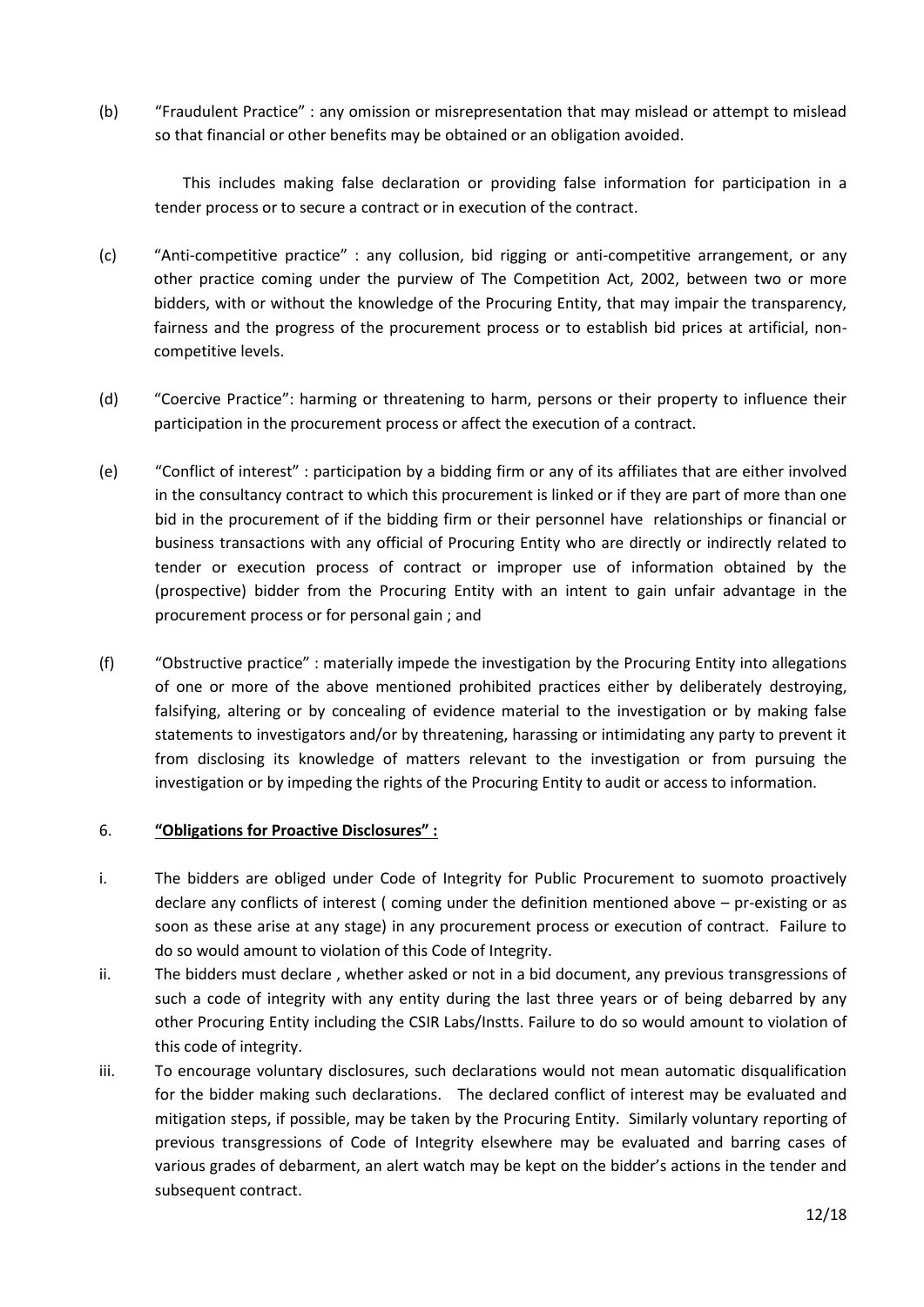(b) "Fraudulent Practice" : any omission or misrepresentation that may mislead or attempt to mislead so that financial or other benefits may be obtained or an obligation avoided.

This includes making false declaration or providing false information for participation in a tender process or to secure a contract or in execution of the contract.

(c) "Anti-competitive practice" : any collusion, bid rigging or anti-competitive arrangement, or any other practice coming under the purview of The Competition Act, 2002, between two or more bidders, with or without the knowledge of the Procuring Entity, that may impair the transparency, fairness and the progress of the procurement process or to establish bid prices at artificial, non-competitive levels.

(d) "Coercive Practice": harming or threatening to harm, persons or their property to influence their participation in the procurement process or affect the execution of a contract.

(e) "Conflict of interest" : participation by a bidding firm or any of its affiliates that are either involved in the consultancy contract to which this procurement is linked or if they are part of more than one bid in the procurement of if the bidding firm or their personnel have relationships or financial or business transactions with any official of Procuring Entity who are directly or indirectly related to tender or execution process of contract or improper use of information obtained by the (prospective) bidder from the Procuring Entity with an intent to gain unfair advantage in the procurement process or for personal gain ; and

(f) "Obstructive practice" : materially impede the investigation by the Procuring Entity into allegations of one or more of the above mentioned prohibited practices either by deliberately destroying, falsifying, altering or by concealing of evidence material to the investigation or by making false statements to investigators and/or by threatening, harassing or intimidating any party to prevent it from disclosing its knowledge of matters relevant to the investigation or from pursuing the investigation or by impeding the rights of the Procuring Entity to audit or access to information.

6. **"Obligations for Proactive Disclosures" :**

i. The bidders are obliged under Code of Integrity for Public Procurement to suomoto proactively declare any conflicts of interest ( coming under the definition mentioned above – pr-existing or as soon as these arise at any stage) in any procurement process or execution of contract. Failure to do so would amount to violation of this Code of Integrity.

ii. The bidders must declare , whether asked or not in a bid document, any previous transgressions of such a code of integrity with any entity during the last three years or of being debarred by any other Procuring Entity including the CSIR Labs/Instts. Failure to do so would amount to violation of this code of integrity.

iii. To encourage voluntary disclosures, such declarations would not mean automatic disqualification for the bidder making such declarations. The declared conflict of interest may be evaluated and mitigation steps, if possible, may be taken by the Procuring Entity. Similarly voluntary reporting of previous transgressions of Code of Integrity elsewhere may be evaluated and barring cases of various grades of debarment, an alert watch may be kept on the bidder's actions in the tender and subsequent contract.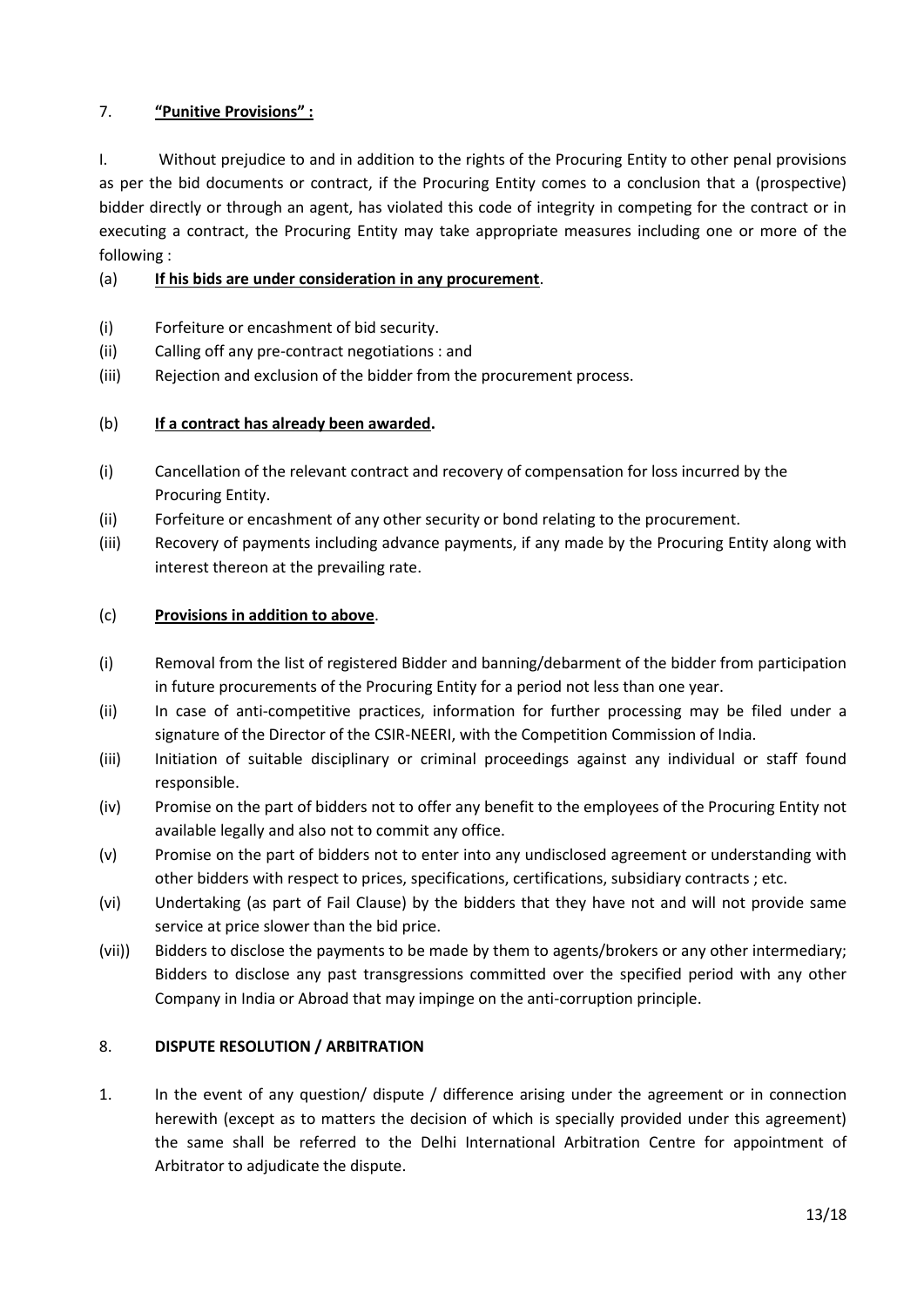## 7. **"Punitive Provisions" :**

I. Without prejudice to and in addition to the rights of the Procuring Entity to other penal provisions as per the bid documents or contract, if the Procuring Entity comes to a conclusion that a (prospective) bidder directly or through an agent, has violated this code of integrity in competing for the contract or in executing a contract, the Procuring Entity may take appropriate measures including one or more of the following :

(a) **If his bids are under consideration in any procurement**.

(i) Forfeiture or encashment of bid security.
(ii) Calling off any pre-contract negotiations : and
(iii) Rejection and exclusion of the bidder from the procurement process.

(b) **If a contract has already been awarded.**

(i) Cancellation of the relevant contract and recovery of compensation for loss incurred by the Procuring Entity.
(ii) Forfeiture or encashment of any other security or bond relating to the procurement.
(iii) Recovery of payments including advance payments, if any made by the Procuring Entity along with interest thereon at the prevailing rate.

(c) **Provisions in addition to above**.

(i) Removal from the list of registered Bidder and banning/debarment of the bidder from participation in future procurements of the Procuring Entity for a period not less than one year.
(ii) In case of anti-competitive practices, information for further processing may be filed under a signature of the Director of the CSIR-NEERI, with the Competition Commission of India.
(iii) Initiation of suitable disciplinary or criminal proceedings against any individual or staff found responsible.
(iv) Promise on the part of bidders not to offer any benefit to the employees of the Procuring Entity not available legally and also not to commit any office.
(v) Promise on the part of bidders not to enter into any undisclosed agreement or understanding with other bidders with respect to prices, specifications, certifications, subsidiary contracts ; etc.
(vi) Undertaking (as part of Fail Clause) by the bidders that they have not and will not provide same service at price slower than the bid price.
(vii)) Bidders to disclose the payments to be made by them to agents/brokers or any other intermediary; Bidders to disclose any past transgressions committed over the specified period with any other Company in India or Abroad that may impinge on the anti-corruption principle.

## 8. **DISPUTE RESOLUTION / ARBITRATION**

1. In the event of any question/ dispute / difference arising under the agreement or in connection herewith (except as to matters the decision of which is specially provided under this agreement) the same shall be referred to the Delhi International Arbitration Centre for appointment of Arbitrator to adjudicate the dispute.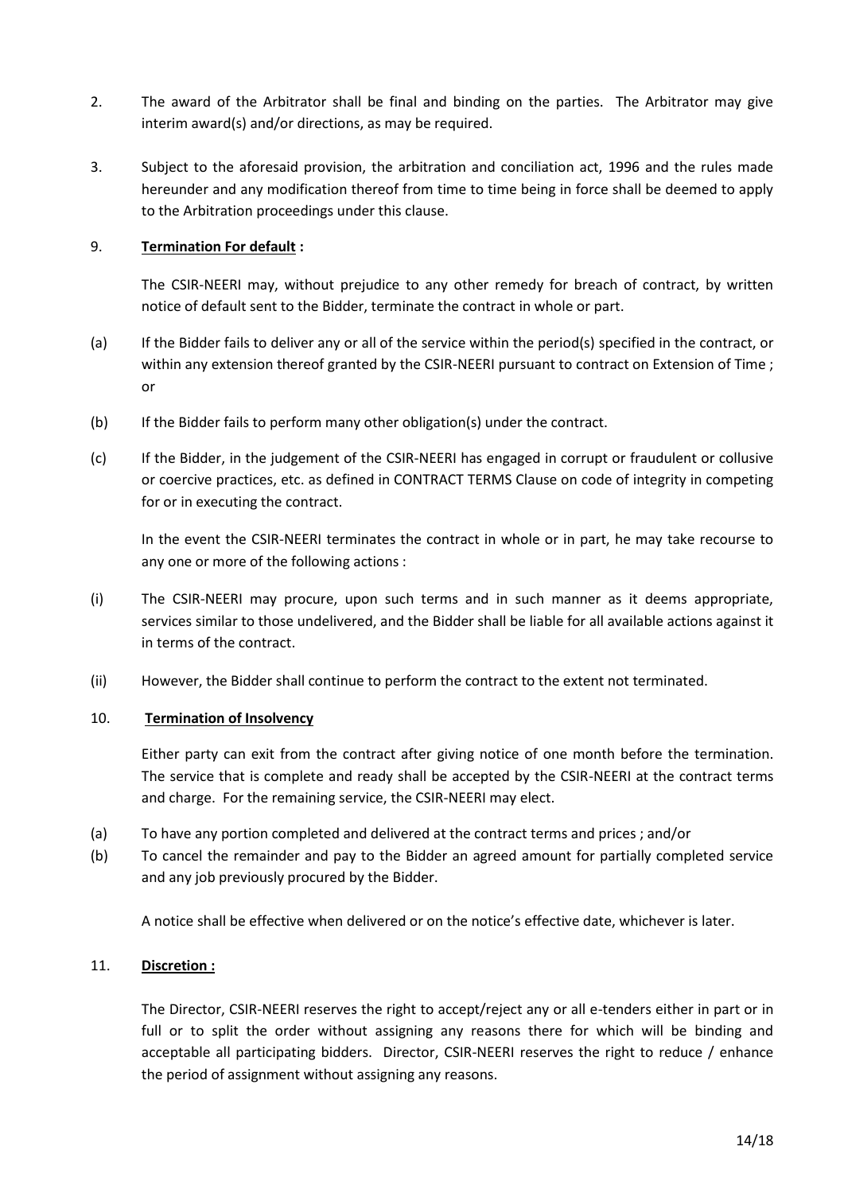2. The award of the Arbitrator shall be final and binding on the parties. The Arbitrator may give interim award(s) and/or directions, as may be required.

3. Subject to the aforesaid provision, the arbitration and conciliation act, 1996 and the rules made hereunder and any modification thereof from time to time being in force shall be deemed to apply to the Arbitration proceedings under this clause.

9. **Termination For default :**

The CSIR-NEERI may, without prejudice to any other remedy for breach of contract, by written notice of default sent to the Bidder, terminate the contract in whole or part.

(a) If the Bidder fails to deliver any or all of the service within the period(s) specified in the contract, or within any extension thereof granted by the CSIR-NEERI pursuant to contract on Extension of Time ; or

(b) If the Bidder fails to perform many other obligation(s) under the contract.

(c) If the Bidder, in the judgement of the CSIR-NEERI has engaged in corrupt or fraudulent or collusive or coercive practices, etc. as defined in CONTRACT TERMS Clause on code of integrity in competing for or in executing the contract.

In the event the CSIR-NEERI terminates the contract in whole or in part, he may take recourse to any one or more of the following actions :

(i) The CSIR-NEERI may procure, upon such terms and in such manner as it deems appropriate, services similar to those undelivered, and the Bidder shall be liable for all available actions against it in terms of the contract.

(ii) However, the Bidder shall continue to perform the contract to the extent not terminated.

10. **Termination of Insolvency**

Either party can exit from the contract after giving notice of one month before the termination. The service that is complete and ready shall be accepted by the CSIR-NEERI at the contract terms and charge. For the remaining service, the CSIR-NEERI may elect.

(a) To have any portion completed and delivered at the contract terms and prices ; and/or

(b) To cancel the remainder and pay to the Bidder an agreed amount for partially completed service and any job previously procured by the Bidder.

A notice shall be effective when delivered or on the notice's effective date, whichever is later.

11. **Discretion :**

The Director, CSIR-NEERI reserves the right to accept/reject any or all e-tenders either in part or in full or to split the order without assigning any reasons there for which will be binding and acceptable all participating bidders. Director, CSIR-NEERI reserves the right to reduce / enhance the period of assignment without assigning any reasons.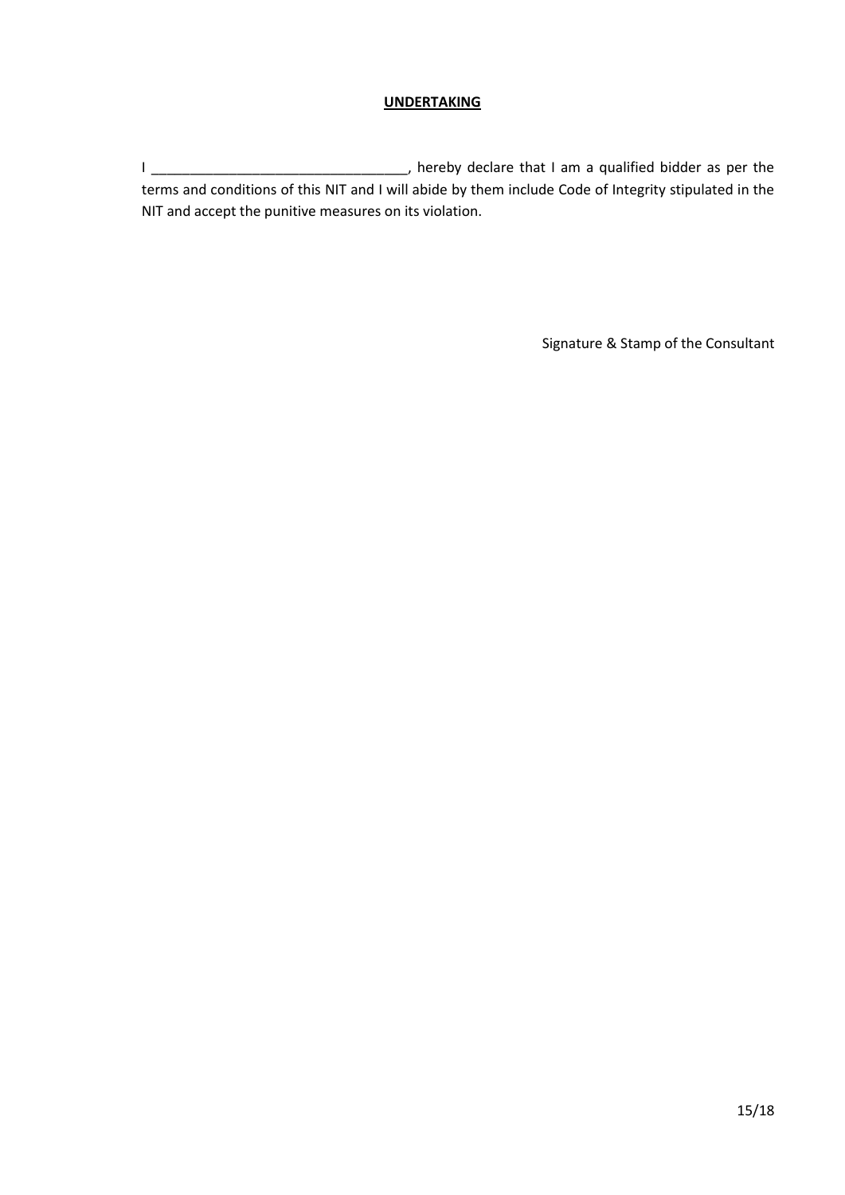**UNDERTAKING**

I _________________________________, hereby declare that I am a qualified bidder as per the terms and conditions of this NIT and I will abide by them include Code of Integrity stipulated in the NIT and accept the punitive measures on its violation.

Signature & Stamp of the Consultant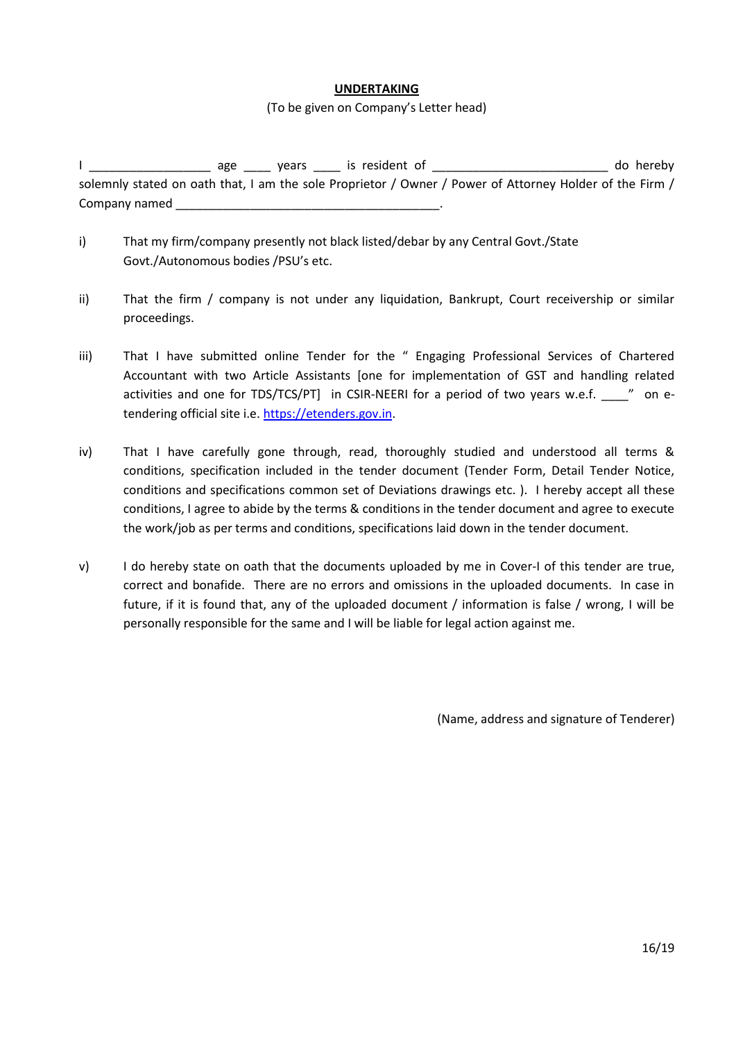**UNDERTAKING**

(To be given on Company's Letter head)

I ________________ age ____ years ____ is resident of ________________________ do hereby solemnly stated on oath that, I am the sole Proprietor / Owner / Power of Attorney Holder of the Firm / Company named _____________________________________.

i) That my firm/company presently not black listed/debar by any Central Govt./State Govt./Autonomous bodies /PSU's etc.

ii) That the firm / company is not under any liquidation, Bankrupt, Court receivership or similar proceedings.

iii) That I have submitted online Tender for the " Engaging Professional Services of Chartered Accountant with two Article Assistants [one for implementation of GST and handling related activities and one for TDS/TCS/PT] in CSIR-NEERI for a period of two years w.e.f. ____" on e-tendering official site i.e. https://etenders.gov.in.

iv) That I have carefully gone through, read, thoroughly studied and understood all terms & conditions, specification included in the tender document (Tender Form, Detail Tender Notice, conditions and specifications common set of Deviations drawings etc. ). I hereby accept all these conditions, I agree to abide by the terms & conditions in the tender document and agree to execute the work/job as per terms and conditions, specifications laid down in the tender document.

v) I do hereby state on oath that the documents uploaded by me in Cover-I of this tender are true, correct and bonafide. There are no errors and omissions in the uploaded documents. In case in future, if it is found that, any of the uploaded document / information is false / wrong, I will be personally responsible for the same and I will be liable for legal action against me.

(Name, address and signature of Tenderer)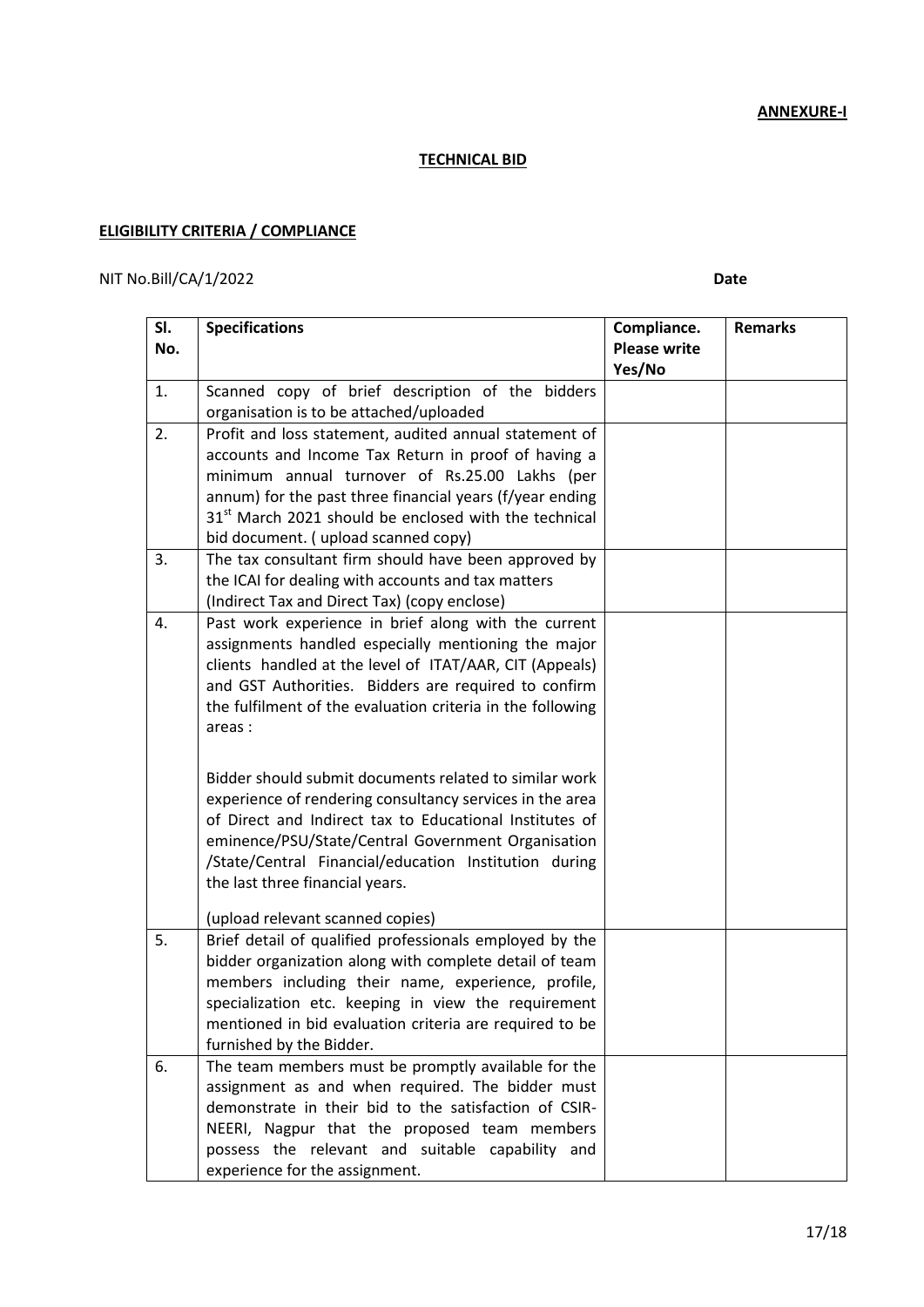**ANNEXURE-I**

**TECHNICAL BID**

**ELIGIBILITY CRITERIA / COMPLIANCE**

NIT No.Bill/CA/1/2022 **Date**

| Sl. No. | Specifications | Compliance. Please write Yes/No | Remarks |
|---|---|---|---|
| 1. | Scanned copy of brief description of the bidders organisation is to be attached/uploaded | | |
| 2. | Profit and loss statement, audited annual statement of accounts and Income Tax Return in proof of having a minimum annual turnover of Rs.25.00 Lakhs (per annum) for the past three financial years (f/year ending 31st March 2021 should be enclosed with the technical bid document. ( upload scanned copy) | | |
| 3. | The tax consultant firm should have been approved by the ICAI for dealing with accounts and tax matters (Indirect Tax and Direct Tax) (copy enclose) | | |
| 4. | Past work experience in brief along with the current assignments handled especially mentioning the major clients handled at the level of ITAT/AAR, CIT (Appeals) and GST Authorities. Bidders are required to confirm the fulfilment of the evaluation criteria in the following areas :<br><br>Bidder should submit documents related to similar work experience of rendering consultancy services in the area of Direct and Indirect tax to Educational Institutes of eminence/PSU/State/Central Government Organisation /State/Central Financial/education Institution during the last three financial years.<br><br>(upload relevant scanned copies) | | |
| 5. | Brief detail of qualified professionals employed by the bidder organization along with complete detail of team members including their name, experience, profile, specialization etc. keeping in view the requirement mentioned in bid evaluation criteria are required to be furnished by the Bidder. | | |
| 6. | The team members must be promptly available for the assignment as and when required. The bidder must demonstrate in their bid to the satisfaction of CSIR-NEERI, Nagpur that the proposed team members possess the relevant and suitable capability and experience for the assignment. | | |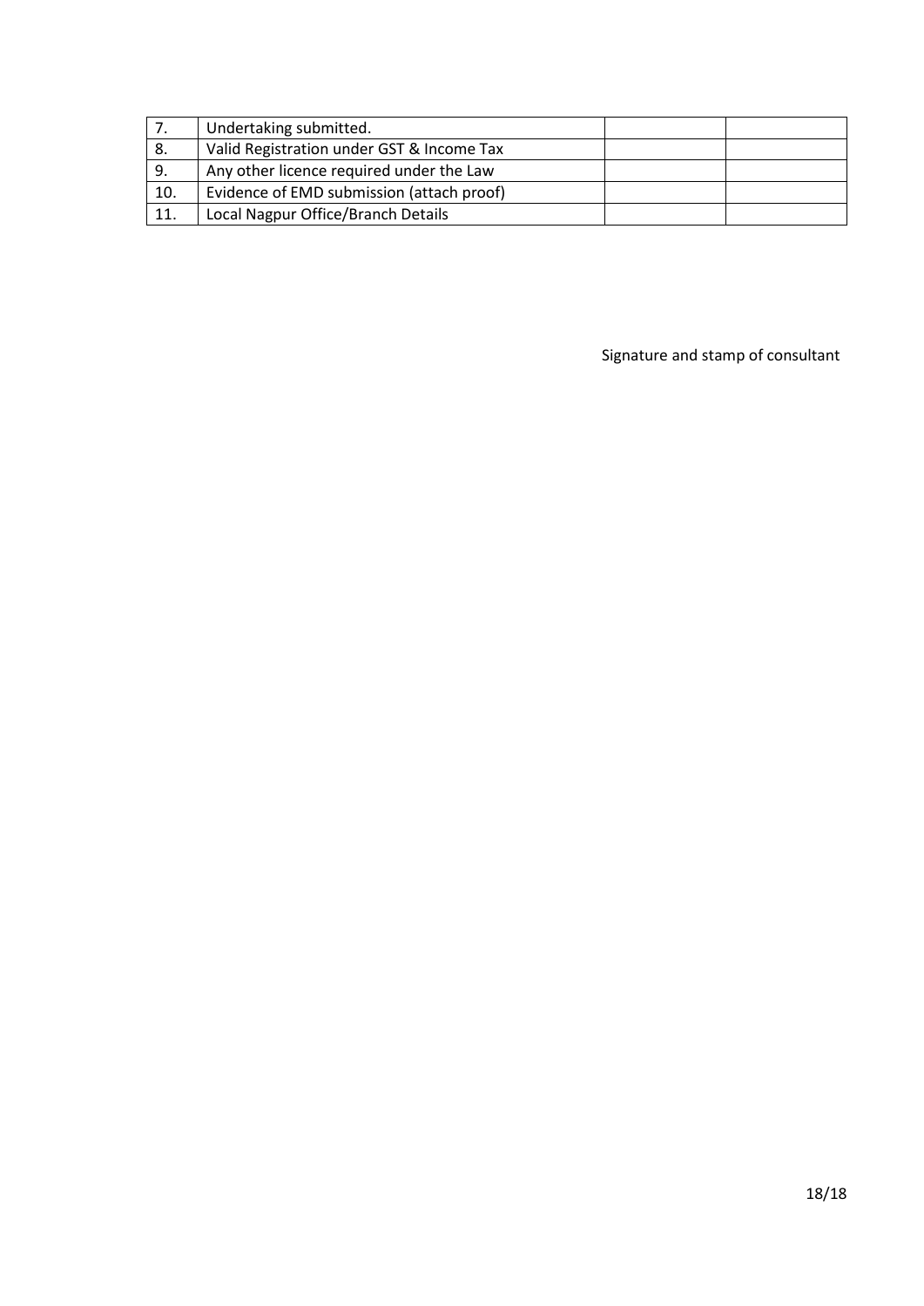| | | | |
|---|---|---|---|
| 7. | Undertaking submitted. | | |
| 8. | Valid Registration under GST & Income Tax | | |
| 9. | Any other licence required under the Law | | |
| 10. | Evidence of EMD submission (attach proof) | | |
| 11. | Local Nagpur Office/Branch Details | | |

Signature and stamp of consultant